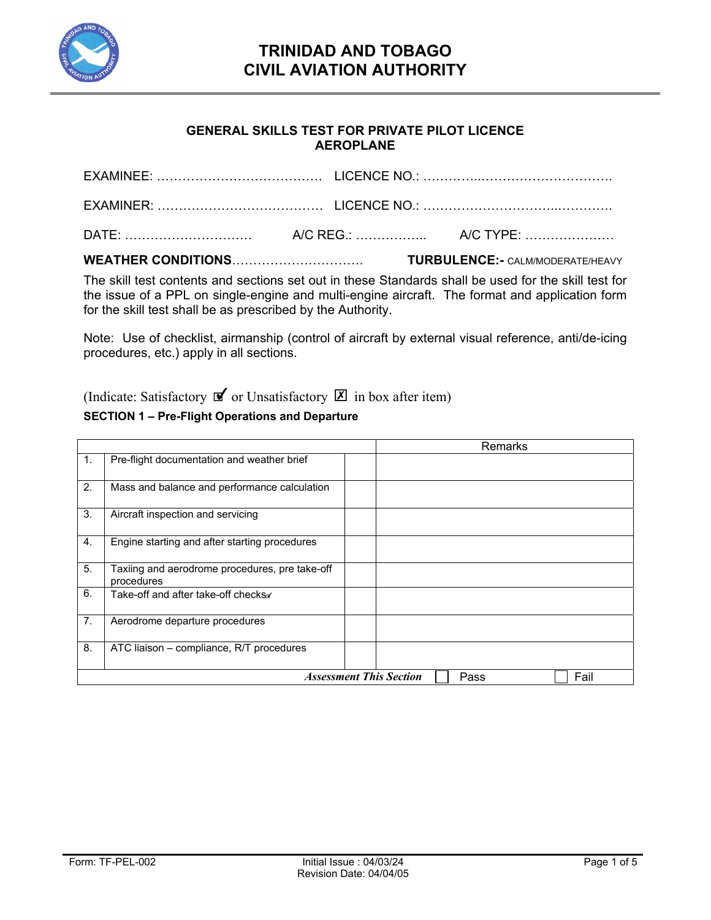# TRINIDAD AND TOBAGO
# CIVIL AVIATION AUTHORITY

## GENERAL SKILLS TEST FOR PRIVATE PILOT LICENCE AEROPLANE

EXAMINEE: ………………………………… LICENCE NO.: …………..………………………….

EXAMINER: ………………………………… LICENCE NO.: ………………………..…………

DATE: ………………………… A/C REG.: …………….. A/C TYPE: …………………

**WEATHER CONDITIONS**…………………………. **TURBULENCE:-** CALM/MODERATE/HEAVY

The skill test contents and sections set out in these Standards shall be used for the skill test for the issue of a PPL on single-engine and multi-engine aircraft. The format and application form for the skill test shall be as prescribed by the Authority.

Note: Use of checklist, airmanship (control of aircraft by external visual reference, anti/de-icing procedures, etc.) apply in all sections.

(Indicate: Satisfactory ☑ or Unsatisfactory ☒ in box after item)

**SECTION 1 – Pre-Flight Operations and Departure**

| | | | Remarks |
|---|---|---|---|
| 1. | Pre-flight documentation and weather brief | | |
| 2. | Mass and balance and performance calculation | | |
| 3. | Aircraft inspection and servicing | | |
| 4. | Engine starting and after starting procedures | | |
| 5. | Taxiing and aerodrome procedures, pre take-off procedures | | |
| 6. | Take-off and after take-off checks | | |
| 7. | Aerodrome departure procedures | | |
| 8. | ATC liaison – compliance, R/T procedures | | |
| | ***Assessment This Section*** | ☐ Pass | ☐ Fail |

Form: TF-PEL-002 Initial Issue : 04/03/24 Revision Date: 04/04/05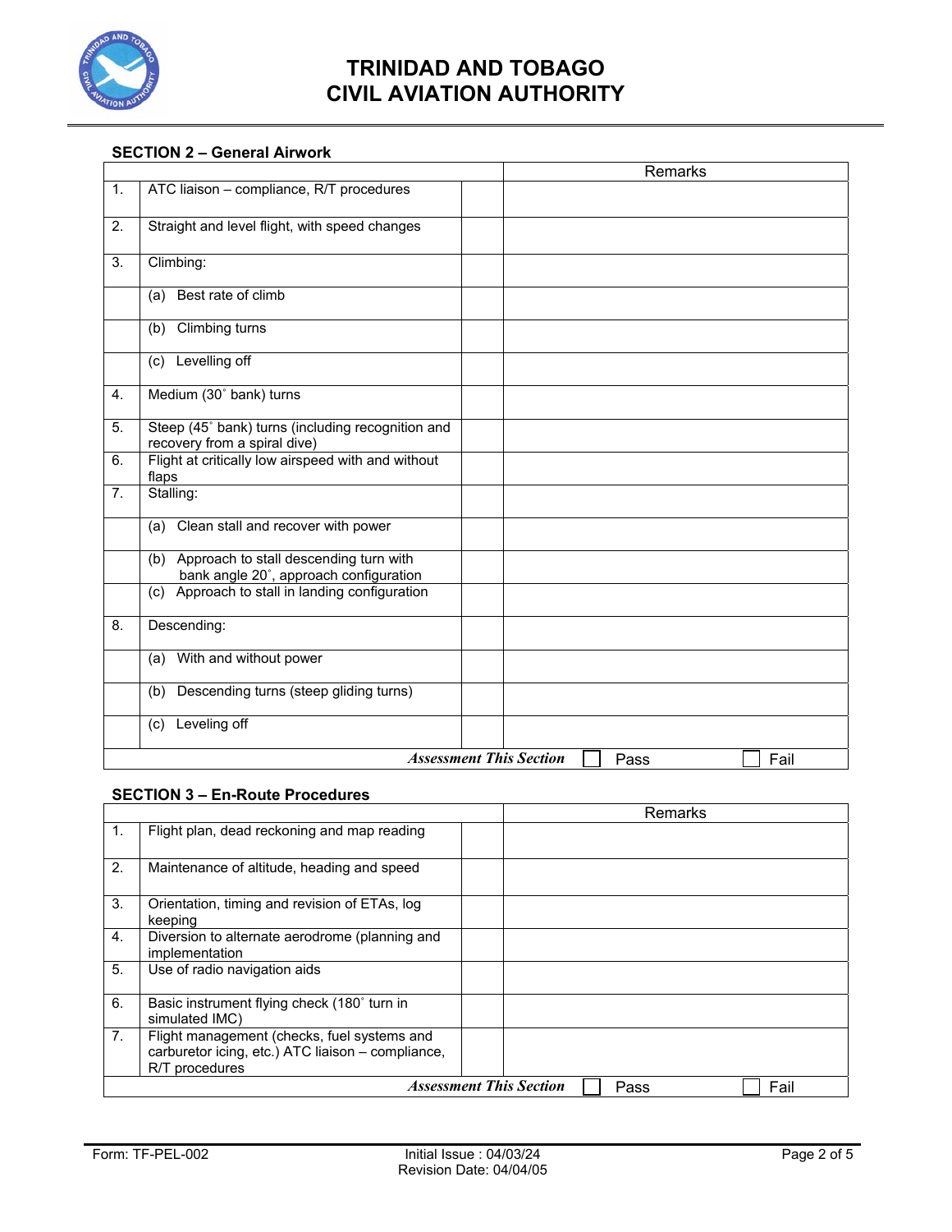### SECTION 2 – General Airwork

| | | | Remarks |
|---|---|---|---|
| 1. | ATC liaison – compliance, R/T procedures | | |
| 2. | Straight and level flight, with speed changes | | |
| 3. | Climbing: | | |
| | (a) Best rate of climb | | |
| | (b) Climbing turns | | |
| | (c) Levelling off | | |
| 4. | Medium (30˚ bank) turns | | |
| 5. | Steep (45˚ bank) turns (including recognition and recovery from a spiral dive) | | |
| 6. | Flight at critically low airspeed with and without flaps | | |
| 7. | Stalling: | | |
| | (a) Clean stall and recover with power | | |
| | (b) Approach to stall descending turn with bank angle 20˚, approach configuration | | |
| | (c) Approach to stall in landing configuration | | |
| 8. | Descending: | | |
| | (a) With and without power | | |
| | (b) Descending turns (steep gliding turns) | | |
| | (c) Leveling off | | |
| | | ***Assessment This Section*** | ☐ Pass ☐ Fail |

### SECTION 3 – En-Route Procedures

| | | | Remarks |
|---|---|---|---|
| 1. | Flight plan, dead reckoning and map reading | | |
| 2. | Maintenance of altitude, heading and speed | | |
| 3. | Orientation, timing and revision of ETAs, log keeping | | |
| 4. | Diversion to alternate aerodrome (planning and implementation | | |
| 5. | Use of radio navigation aids | | |
| 6. | Basic instrument flying check (180˚ turn in simulated IMC) | | |
| 7. | Flight management (checks, fuel systems and carburetor icing, etc.) ATC liaison – compliance, R/T procedures | | |
| | | ***Assessment This Section*** | ☐ Pass ☐ Fail |

Form: TF-PEL-002 Initial Issue : 04/03/24 Revision Date: 04/04/05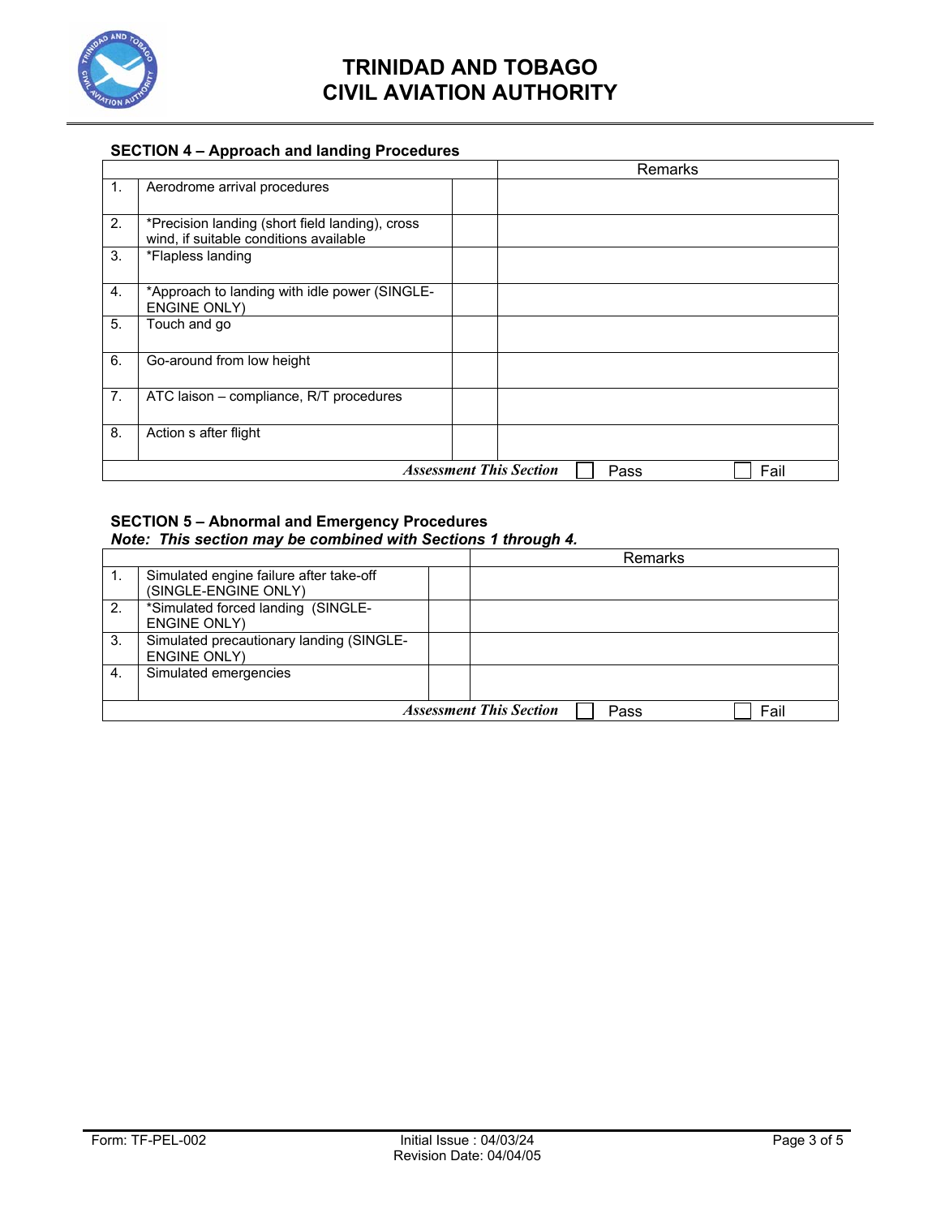# TRINIDAD AND TOBAGO CIVIL AVIATION AUTHORITY

**SECTION 4 – Approach and landing Procedures**

| | | | Remarks |
|---|---|---|---|
| 1. | Aerodrome arrival procedures | | |
| 2. | *Precision landing (short field landing), cross wind, if suitable conditions available | | |
| 3. | *Flapless landing | | |
| 4. | *Approach to landing with idle power (SINGLE-ENGINE ONLY) | | |
| 5. | Touch and go | | |
| 6. | Go-around from low height | | |
| 7. | ATC laison – compliance, R/T procedures | | |
| 8. | Action s after flight | | |
| | ***Assessment This Section*** | | ☐ Pass ☐ Fail |

**SECTION 5 – Abnormal and Emergency Procedures**
***Note: This section may be combined with Sections 1 through 4.***

| | | | Remarks |
|---|---|---|---|
| 1. | Simulated engine failure after take-off (SINGLE-ENGINE ONLY) | | |
| 2. | *Simulated forced landing (SINGLE-ENGINE ONLY) | | |
| 3. | Simulated precautionary landing (SINGLE-ENGINE ONLY) | | |
| 4. | Simulated emergencies | | |
| | ***Assessment This Section*** | | ☐ Pass ☐ Fail |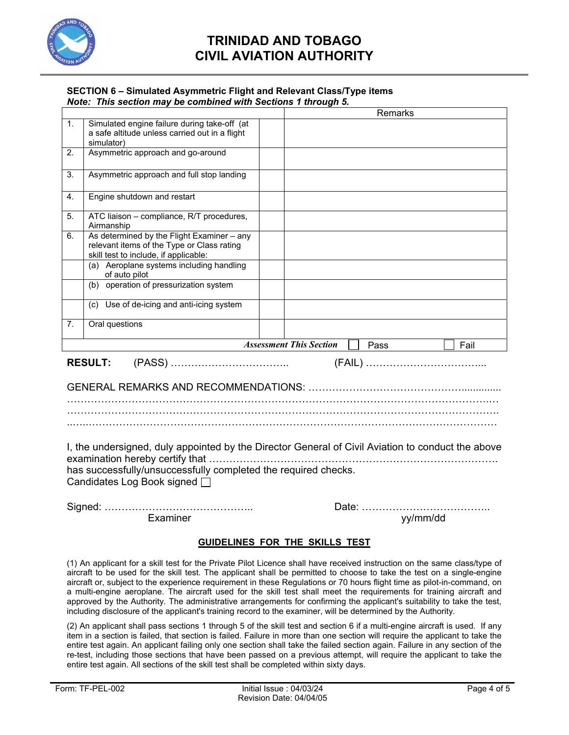# TRINIDAD AND TOBAGO
# CIVIL AVIATION AUTHORITY

**SECTION 6 – Simulated Asymmetric Flight and Relevant Class/Type items**
***Note: This section may be combined with Sections 1 through 5.***

| | | | Remarks |
|---|---|---|---|
| 1. | Simulated engine failure during take-off (at a safe altitude unless carried out in a flight simulator) | | |
| 2. | Asymmetric approach and go-around | | |
| 3. | Asymmetric approach and full stop landing | | |
| 4. | Engine shutdown and restart | | |
| 5. | ATC liaison – compliance, R/T procedures, Airmanship | | |
| 6. | As determined by the Flight Examiner – any relevant items of the Type or Class rating skill test to include, if applicable: | | |
| | (a) Aeroplane systems including handling of auto pilot | | |
| | (b) operation of pressurization system | | |
| | (c) Use of de-icing and anti-icing system | | |
| 7. | Oral questions | | |
| | | ***Assessment This Section*** | ☐ Pass ☐ Fail |

**RESULT:** (PASS) …………………………….. (FAIL) ……………………………..

GENERAL REMARKS AND RECOMMENDATIONS: …………………………………………..............
……………………………………………………………………………………………………….
……………………………………………………………………………………………………….
……………………………………………………………………………………………………….

I, the undersigned, duly appointed by the Director General of Civil Aviation to conduct the above examination hereby certify that …………………………………………………………………………
has successfully/unsuccessfully completed the required checks.
Candidates Log Book signed ☐

Signed: …………………………………….. Date: ………………………………..
Examiner yy/mm/dd

## GUIDELINES FOR THE SKILLS TEST

(1) An applicant for a skill test for the Private Pilot Licence shall have received instruction on the same class/type of aircraft to be used for the skill test. The applicant shall be permitted to choose to take the test on a single-engine aircraft or, subject to the experience requirement in these Regulations or 70 hours flight time as pilot-in-command, on a multi-engine aeroplane. The aircraft used for the skill test shall meet the requirements for training aircraft and approved by the Authority. The administrative arrangements for confirming the applicant's suitability to take the test, including disclosure of the applicant's training record to the examiner, will be determined by the Authority.

(2) An applicant shall pass sections 1 through 5 of the skill test and section 6 if a multi-engine aircraft is used. If any item in a section is failed, that section is failed. Failure in more than one section will require the applicant to take the entire test again. An applicant failing only one section shall take the failed section again. Failure in any section of the re-test, including those sections that have been passed on a previous attempt, will require the applicant to take the entire test again. All sections of the skill test shall be completed within sixty days.

Form: TF-PEL-002 Initial Issue : 04/03/24 Revision Date: 04/04/05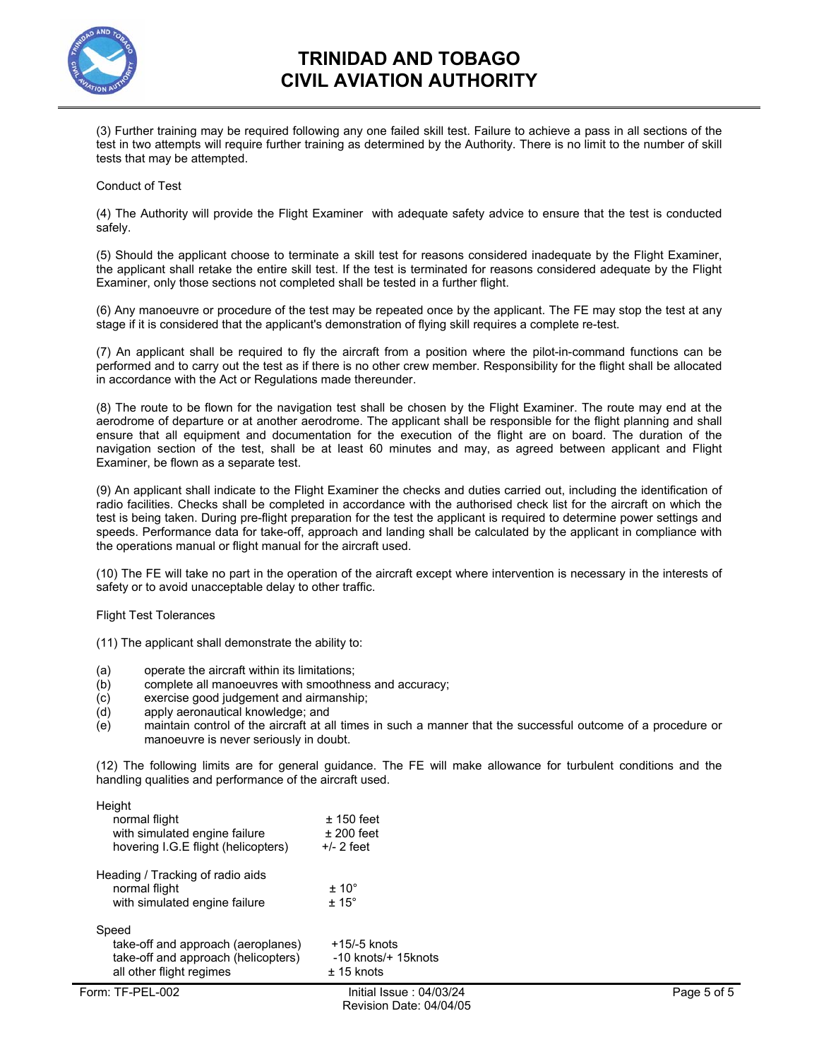(3) Further training may be required following any one failed skill test. Failure to achieve a pass in all sections of the test in two attempts will require further training as determined by the Authority. There is no limit to the number of skill tests that may be attempted.

Conduct of Test

(4) The Authority will provide the Flight Examiner with adequate safety advice to ensure that the test is conducted safely.

(5) Should the applicant choose to terminate a skill test for reasons considered inadequate by the Flight Examiner, the applicant shall retake the entire skill test. If the test is terminated for reasons considered adequate by the Flight Examiner, only those sections not completed shall be tested in a further flight.

(6) Any manoeuvre or procedure of the test may be repeated once by the applicant. The FE may stop the test at any stage if it is considered that the applicant's demonstration of flying skill requires a complete re-test.

(7) An applicant shall be required to fly the aircraft from a position where the pilot-in-command functions can be performed and to carry out the test as if there is no other crew member. Responsibility for the flight shall be allocated in accordance with the Act or Regulations made thereunder.

(8) The route to be flown for the navigation test shall be chosen by the Flight Examiner. The route may end at the aerodrome of departure or at another aerodrome. The applicant shall be responsible for the flight planning and shall ensure that all equipment and documentation for the execution of the flight are on board. The duration of the navigation section of the test, shall be at least 60 minutes and may, as agreed between applicant and Flight Examiner, be flown as a separate test.

(9) An applicant shall indicate to the Flight Examiner the checks and duties carried out, including the identification of radio facilities. Checks shall be completed in accordance with the authorised check list for the aircraft on which the test is being taken. During pre-flight preparation for the test the applicant is required to determine power settings and speeds. Performance data for take-off, approach and landing shall be calculated by the applicant in compliance with the operations manual or flight manual for the aircraft used.

(10) The FE will take no part in the operation of the aircraft except where intervention is necessary in the interests of safety or to avoid unacceptable delay to other traffic.

Flight Test Tolerances

(11) The applicant shall demonstrate the ability to:

(a) operate the aircraft within its limitations;
(b) complete all manoeuvres with smoothness and accuracy;
(c) exercise good judgement and airmanship;
(d) apply aeronautical knowledge; and
(e) maintain control of the aircraft at all times in such a manner that the successful outcome of a procedure or manoeuvre is never seriously in doubt.

(12) The following limits are for general guidance. The FE will make allowance for turbulent conditions and the handling qualities and performance of the aircraft used.

| | |
|---|---|
| Height | |
| normal flight | ± 150 feet |
| with simulated engine failure | ± 200 feet |
| hovering I.G.E flight (helicopters) | +/- 2 feet |
| Heading / Tracking of radio aids | |
| normal flight | ± 10° |
| with simulated engine failure | ± 15° |
| Speed | |
| take-off and approach (aeroplanes) | +15/-5 knots |
| take-off and approach (helicopters) | -10 knots/+ 15knots |
| all other flight regimes | ± 15 knots |